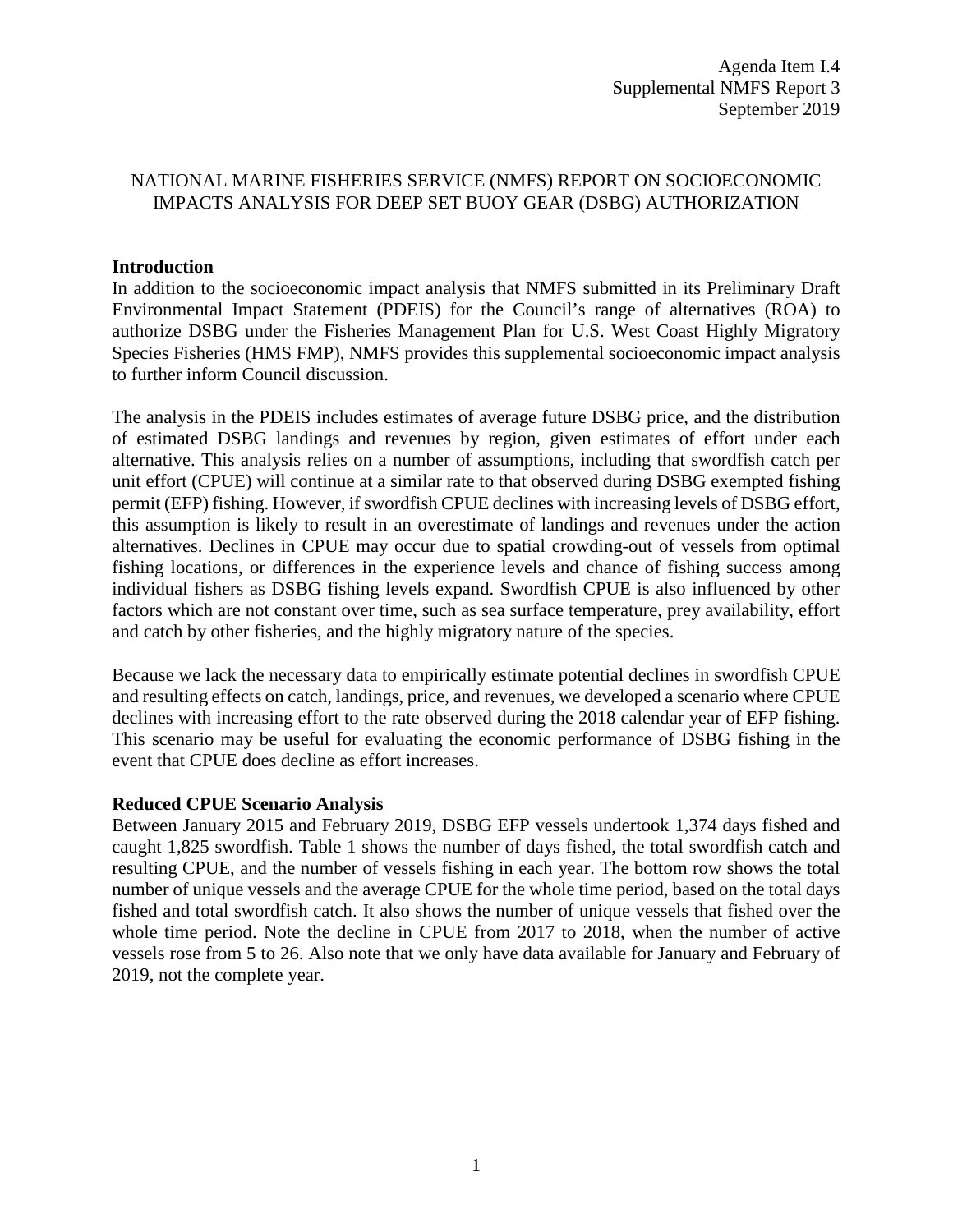Agenda Item I.4
Supplemental NMFS Report 3
September 2019

# NATIONAL MARINE FISHERIES SERVICE (NMFS) REPORT ON SOCIOECONOMIC IMPACTS ANALYSIS FOR DEEP SET BUOY GEAR (DSBG) AUTHORIZATION

**Introduction**

In addition to the socioeconomic impact analysis that NMFS submitted in its Preliminary Draft Environmental Impact Statement (PDEIS) for the Council's range of alternatives (ROA) to authorize DSBG under the Fisheries Management Plan for U.S. West Coast Highly Migratory Species Fisheries (HMS FMP), NMFS provides this supplemental socioeconomic impact analysis to further inform Council discussion.

The analysis in the PDEIS includes estimates of average future DSBG price, and the distribution of estimated DSBG landings and revenues by region, given estimates of effort under each alternative. This analysis relies on a number of assumptions, including that swordfish catch per unit effort (CPUE) will continue at a similar rate to that observed during DSBG exempted fishing permit (EFP) fishing. However, if swordfish CPUE declines with increasing levels of DSBG effort, this assumption is likely to result in an overestimate of landings and revenues under the action alternatives. Declines in CPUE may occur due to spatial crowding-out of vessels from optimal fishing locations, or differences in the experience levels and chance of fishing success among individual fishers as DSBG fishing levels expand. Swordfish CPUE is also influenced by other factors which are not constant over time, such as sea surface temperature, prey availability, effort and catch by other fisheries, and the highly migratory nature of the species.

Because we lack the necessary data to empirically estimate potential declines in swordfish CPUE and resulting effects on catch, landings, price, and revenues, we developed a scenario where CPUE declines with increasing effort to the rate observed during the 2018 calendar year of EFP fishing. This scenario may be useful for evaluating the economic performance of DSBG fishing in the event that CPUE does decline as effort increases.

**Reduced CPUE Scenario Analysis**

Between January 2015 and February 2019, DSBG EFP vessels undertook 1,374 days fished and caught 1,825 swordfish. Table 1 shows the number of days fished, the total swordfish catch and resulting CPUE, and the number of vessels fishing in each year. The bottom row shows the total number of unique vessels and the average CPUE for the whole time period, based on the total days fished and total swordfish catch. It also shows the number of unique vessels that fished over the whole time period. Note the decline in CPUE from 2017 to 2018, when the number of active vessels rose from 5 to 26. Also note that we only have data available for January and February of 2019, not the complete year.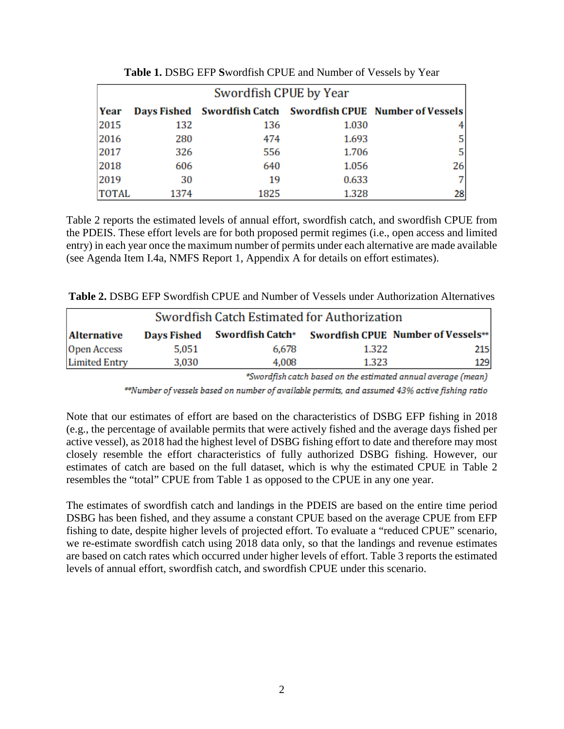**Table 1.** DSBG EFP **S**wordfish CPUE and Number of Vessels by Year

| Swordfish CPUE by Year | | | | |
|---|---|---|---|---|
| **Year** | **Days Fished** | **Swordfish Catch** | **Swordfish CPUE** | **Number of Vessels** |
| 2015 | 132 | 136 | 1.030 | 4 |
| 2016 | 280 | 474 | 1.693 | 5 |
| 2017 | 326 | 556 | 1.706 | 5 |
| 2018 | 606 | 640 | 1.056 | 26 |
| 2019 | 30 | 19 | 0.633 | 7 |
| TOTAL | 1374 | 1825 | 1.328 | 28 |

Table 2 reports the estimated levels of annual effort, swordfish catch, and swordfish CPUE from the PDEIS. These effort levels are for both proposed permit regimes (i.e., open access and limited entry) in each year once the maximum number of permits under each alternative are made available (see Agenda Item I.4a, NMFS Report 1, Appendix A for details on effort estimates).

**Table 2.** DSBG EFP Swordfish CPUE and Number of Vessels under Authorization Alternatives

| Swordfish Catch Estimated for Authorization | | | | |
|---|---|---|---|---|
| **Alternative** | **Days Fished** | **Swordfish Catch*** | **Swordfish CPUE** | **Number of Vessels**** |
| Open Access | 5,051 | 6,678 | 1.322 | 215 |
| Limited Entry | 3,030 | 4,008 | 1.323 | 129 |

*\*Swordfish catch based on the estimated annual average (mean)*

*\*\*Number of vessels based on number of available permits, and assumed 43% active fishing ratio*

Note that our estimates of effort are based on the characteristics of DSBG EFP fishing in 2018 (e.g., the percentage of available permits that were actively fished and the average days fished per active vessel), as 2018 had the highest level of DSBG fishing effort to date and therefore may most closely resemble the effort characteristics of fully authorized DSBG fishing. However, our estimates of catch are based on the full dataset, which is why the estimated CPUE in Table 2 resembles the "total" CPUE from Table 1 as opposed to the CPUE in any one year.

The estimates of swordfish catch and landings in the PDEIS are based on the entire time period DSBG has been fished, and they assume a constant CPUE based on the average CPUE from EFP fishing to date, despite higher levels of projected effort. To evaluate a "reduced CPUE" scenario, we re-estimate swordfish catch using 2018 data only, so that the landings and revenue estimates are based on catch rates which occurred under higher levels of effort. Table 3 reports the estimated levels of annual effort, swordfish catch, and swordfish CPUE under this scenario.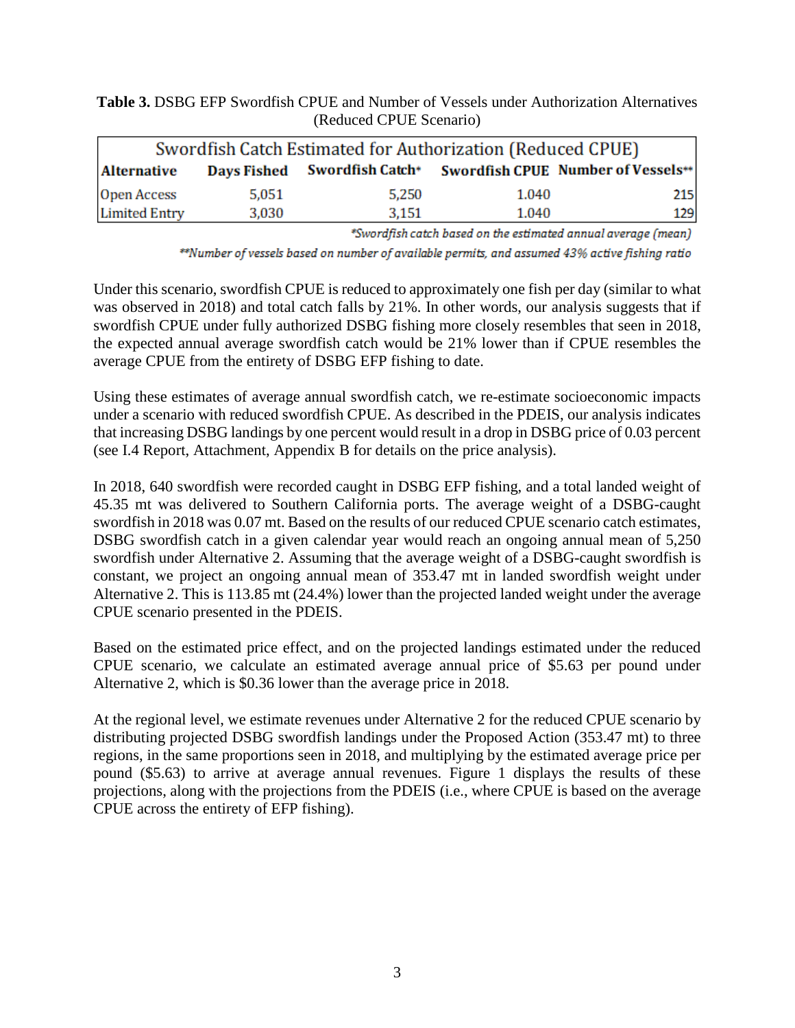**Table 3.** DSBG EFP Swordfish CPUE and Number of Vessels under Authorization Alternatives (Reduced CPUE Scenario)

| Swordfish Catch Estimated for Authorization (Reduced CPUE) | | | | |
|---|---|---|---|---|
| **Alternative** | **Days Fished** | **Swordfish Catch*** | **Swordfish CPUE** | **Number of Vessels**** |
| Open Access | 5,051 | 5,250 | 1.040 | 215 |
| Limited Entry | 3,030 | 3,151 | 1.040 | 129 |

*\*Swordfish catch based on the estimated annual average (mean)*

*\*\*Number of vessels based on number of available permits, and assumed 43% active fishing ratio*

Under this scenario, swordfish CPUE is reduced to approximately one fish per day (similar to what was observed in 2018) and total catch falls by 21%. In other words, our analysis suggests that if swordfish CPUE under fully authorized DSBG fishing more closely resembles that seen in 2018, the expected annual average swordfish catch would be 21% lower than if CPUE resembles the average CPUE from the entirety of DSBG EFP fishing to date.

Using these estimates of average annual swordfish catch, we re-estimate socioeconomic impacts under a scenario with reduced swordfish CPUE. As described in the PDEIS, our analysis indicates that increasing DSBG landings by one percent would result in a drop in DSBG price of 0.03 percent (see I.4 Report, Attachment, Appendix B for details on the price analysis).

In 2018, 640 swordfish were recorded caught in DSBG EFP fishing, and a total landed weight of 45.35 mt was delivered to Southern California ports. The average weight of a DSBG-caught swordfish in 2018 was 0.07 mt. Based on the results of our reduced CPUE scenario catch estimates, DSBG swordfish catch in a given calendar year would reach an ongoing annual mean of 5,250 swordfish under Alternative 2. Assuming that the average weight of a DSBG-caught swordfish is constant, we project an ongoing annual mean of 353.47 mt in landed swordfish weight under Alternative 2. This is 113.85 mt (24.4%) lower than the projected landed weight under the average CPUE scenario presented in the PDEIS.

Based on the estimated price effect, and on the projected landings estimated under the reduced CPUE scenario, we calculate an estimated average annual price of $5.63 per pound under Alternative 2, which is $0.36 lower than the average price in 2018.

At the regional level, we estimate revenues under Alternative 2 for the reduced CPUE scenario by distributing projected DSBG swordfish landings under the Proposed Action (353.47 mt) to three regions, in the same proportions seen in 2018, and multiplying by the estimated average price per pound ($5.63) to arrive at average annual revenues. Figure 1 displays the results of these projections, along with the projections from the PDEIS (i.e., where CPUE is based on the average CPUE across the entirety of EFP fishing).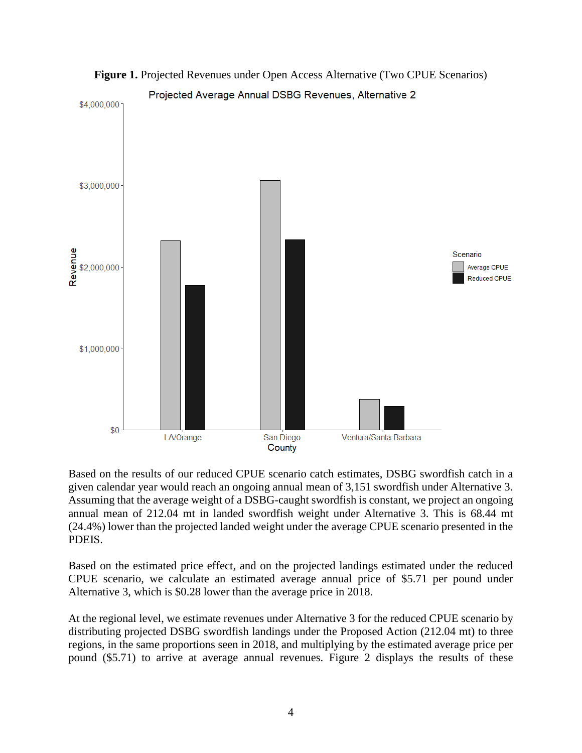**Figure 1.** Projected Revenues under Open Access Alternative (Two CPUE Scenarios)

Projected Average Annual DSBG Revenues, Alternative 2

$4,000,000
$3,000,000
$2,000,000
$1,000,000
$0

Revenue

LA/Orange
San Diego
Ventura/Santa Barbara

County

Scenario
Average CPUE
Reduced CPUE

Based on the results of our reduced CPUE scenario catch estimates, DSBG swordfish catch in a given calendar year would reach an ongoing annual mean of 3,151 swordfish under Alternative 3. Assuming that the average weight of a DSBG-caught swordfish is constant, we project an ongoing annual mean of 212.04 mt in landed swordfish weight under Alternative 3. This is 68.44 mt (24.4%) lower than the projected landed weight under the average CPUE scenario presented in the PDEIS.

Based on the estimated price effect, and on the projected landings estimated under the reduced CPUE scenario, we calculate an estimated average annual price of $5.71 per pound under Alternative 3, which is $0.28 lower than the average price in 2018.

At the regional level, we estimate revenues under Alternative 3 for the reduced CPUE scenario by distributing projected DSBG swordfish landings under the Proposed Action (212.04 mt) to three regions, in the same proportions seen in 2018, and multiplying by the estimated average price per pound ($5.71) to arrive at average annual revenues. Figure 2 displays the results of these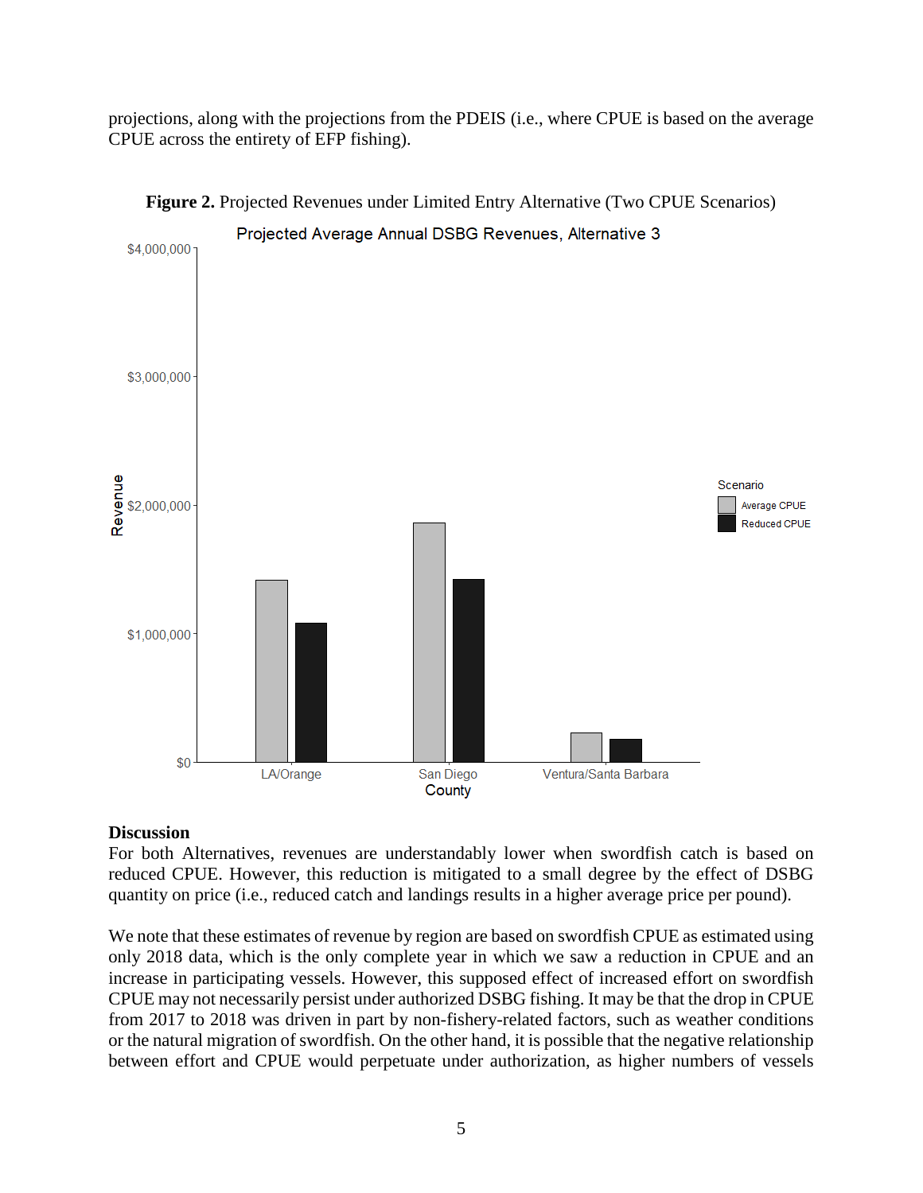projections, along with the projections from the PDEIS (i.e., where CPUE is based on the average CPUE across the entirety of EFP fishing).

**Figure 2.** Projected Revenues under Limited Entry Alternative (Two CPUE Scenarios)

## Discussion

For both Alternatives, revenues are understandably lower when swordfish catch is based on reduced CPUE. However, this reduction is mitigated to a small degree by the effect of DSBG quantity on price (i.e., reduced catch and landings results in a higher average price per pound).

We note that these estimates of revenue by region are based on swordfish CPUE as estimated using only 2018 data, which is the only complete year in which we saw a reduction in CPUE and an increase in participating vessels. However, this supposed effect of increased effort on swordfish CPUE may not necessarily persist under authorized DSBG fishing. It may be that the drop in CPUE from 2017 to 2018 was driven in part by non-fishery-related factors, such as weather conditions or the natural migration of swordfish. On the other hand, it is possible that the negative relationship between effort and CPUE would perpetuate under authorization, as higher numbers of vessels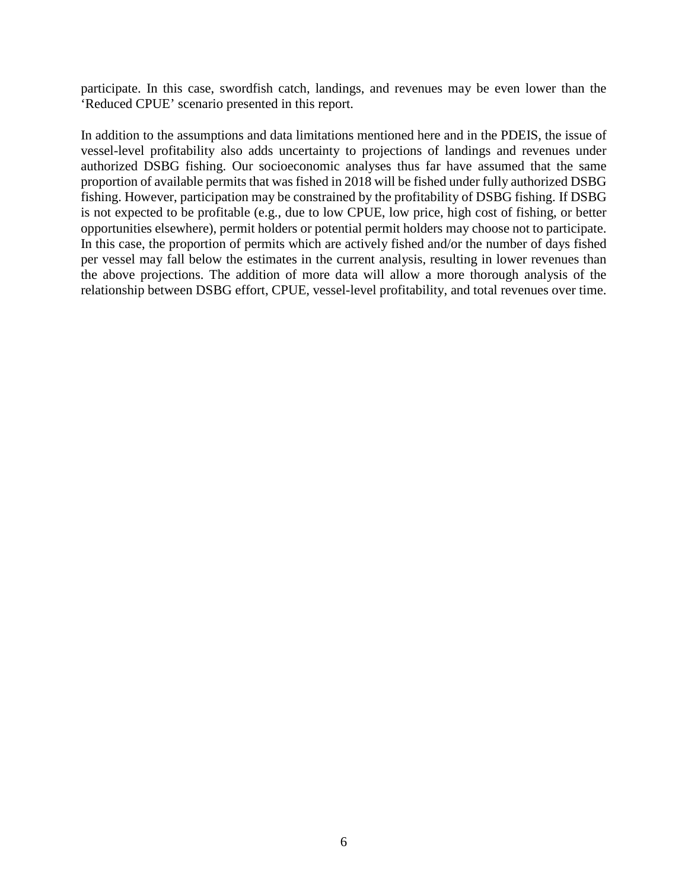participate. In this case, swordfish catch, landings, and revenues may be even lower than the 'Reduced CPUE' scenario presented in this report.

In addition to the assumptions and data limitations mentioned here and in the PDEIS, the issue of vessel-level profitability also adds uncertainty to projections of landings and revenues under authorized DSBG fishing. Our socioeconomic analyses thus far have assumed that the same proportion of available permits that was fished in 2018 will be fished under fully authorized DSBG fishing. However, participation may be constrained by the profitability of DSBG fishing. If DSBG is not expected to be profitable (e.g., due to low CPUE, low price, high cost of fishing, or better opportunities elsewhere), permit holders or potential permit holders may choose not to participate. In this case, the proportion of permits which are actively fished and/or the number of days fished per vessel may fall below the estimates in the current analysis, resulting in lower revenues than the above projections. The addition of more data will allow a more thorough analysis of the relationship between DSBG effort, CPUE, vessel-level profitability, and total revenues over time.